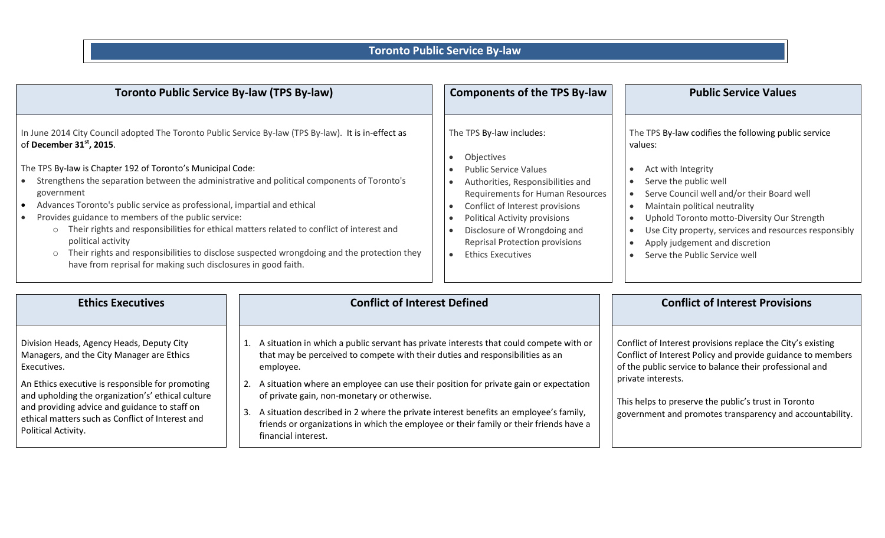# Toronto Public Service By-law

## Toronto Public Service By-law (TPS By-law)

In June 2014 City Council adopted The Toronto Public Service By-law (TPS By-law). It is in-effect as of **December 31st, 2015**.

The TPS By-law is Chapter 192 of Toronto's Municipal Code:

- Strengthens the separation between the administrative and political components of Toronto's government
- Advances Toronto's public service as professional, impartial and ethical
- Provides guidance to members of the public service:
  - Their rights and responsibilities for ethical matters related to conflict of interest and political activity
  - Their rights and responsibilities to disclose suspected wrongdoing and the protection they have from reprisal for making such disclosures in good faith.

## Components of the TPS By-law

The TPS By-law includes:

- Objectives
- Public Service Values
- Authorities, Responsibilities and Requirements for Human Resources
- Conflict of Interest provisions
- Political Activity provisions
- Disclosure of Wrongdoing and Reprisal Protection provisions
- Ethics Executives

## Public Service Values

The TPS By-law codifies the following public service values:

- Act with Integrity
- Serve the public well
- Serve Council well and/or their Board well
- Maintain political neutrality
- Uphold Toronto motto-Diversity Our Strength
- Use City property, services and resources responsibly
- Apply judgement and discretion
- Serve the Public Service well

## Ethics Executives

Division Heads, Agency Heads, Deputy City Managers, and the City Manager are Ethics Executives.

An Ethics executive is responsible for promoting and upholding the organization's' ethical culture and providing advice and guidance to staff on ethical matters such as Conflict of Interest and Political Activity.

## Conflict of Interest Defined

1. A situation in which a public servant has private interests that could compete with or that may be perceived to compete with their duties and responsibilities as an employee.
2. A situation where an employee can use their position for private gain or expectation of private gain, non-monetary or otherwise.
3. A situation described in 2 where the private interest benefits an employee's family, friends or organizations in which the employee or their family or their friends have a financial interest.

## Conflict of Interest Provisions

Conflict of Interest provisions replace the City's existing Conflict of Interest Policy and provide guidance to members of the public service to balance their professional and private interests.

This helps to preserve the public's trust in Toronto government and promotes transparency and accountability.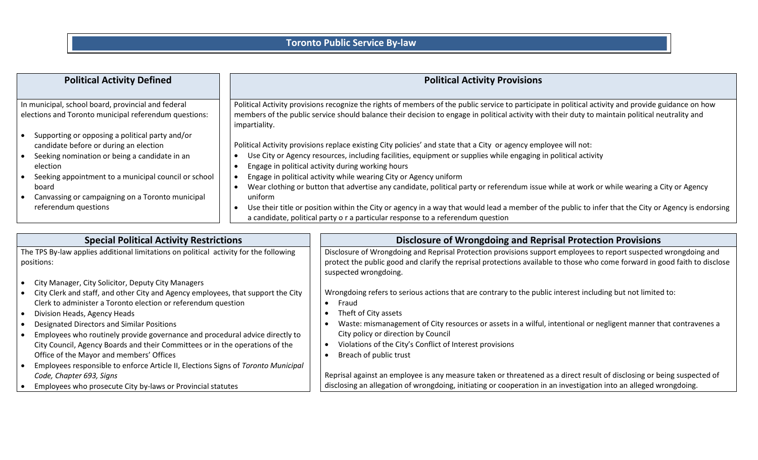# Toronto Public Service By-law

## Political Activity Defined

In municipal, school board, provincial and federal elections and Toronto municipal referendum questions:

- Supporting or opposing a political party and/or candidate before or during an election
- Seeking nomination or being a candidate in an election
- Seeking appointment to a municipal council or school board
- Canvassing or campaigning on a Toronto municipal referendum questions

## Political Activity Provisions

Political Activity provisions recognize the rights of members of the public service to participate in political activity and provide guidance on how members of the public service should balance their decision to engage in political activity with their duty to maintain political neutrality and impartiality.

Political Activity provisions replace existing City policies' and state that a City or agency employee will not:

- Use City or Agency resources, including facilities, equipment or supplies while engaging in political activity
- Engage in political activity during working hours
- Engage in political activity while wearing City or Agency uniform
- Wear clothing or button that advertise any candidate, political party or referendum issue while at work or while wearing a City or Agency uniform
- Use their title or position within the City or agency in a way that would lead a member of the public to infer that the City or Agency is endorsing a candidate, political party o r a particular response to a referendum question

## Special Political Activity Restrictions

The TPS By-law applies additional limitations on political activity for the following positions:

- City Manager, City Solicitor, Deputy City Managers
- City Clerk and staff, and other City and Agency employees, that support the City Clerk to administer a Toronto election or referendum question
- Division Heads, Agency Heads
- Designated Directors and Similar Positions
- Employees who routinely provide governance and procedural advice directly to City Council, Agency Boards and their Committees or in the operations of the Office of the Mayor and members' Offices
- Employees responsible to enforce Article II, Elections Signs of *Toronto Municipal Code, Chapter 693, Signs*
- Employees who prosecute City by-laws or Provincial statutes

## Disclosure of Wrongdoing and Reprisal Protection Provisions

Disclosure of Wrongdoing and Reprisal Protection provisions support employees to report suspected wrongdoing and protect the public good and clarify the reprisal protections available to those who come forward in good faith to disclose suspected wrongdoing.

Wrongdoing refers to serious actions that are contrary to the public interest including but not limited to:

- Fraud
- Theft of City assets
- Waste: mismanagement of City resources or assets in a wilful, intentional or negligent manner that contravenes a City policy or direction by Council
- Violations of the City's Conflict of Interest provisions
- Breach of public trust

Reprisal against an employee is any measure taken or threatened as a direct result of disclosing or being suspected of disclosing an allegation of wrongdoing, initiating or cooperation in an investigation into an alleged wrongdoing.